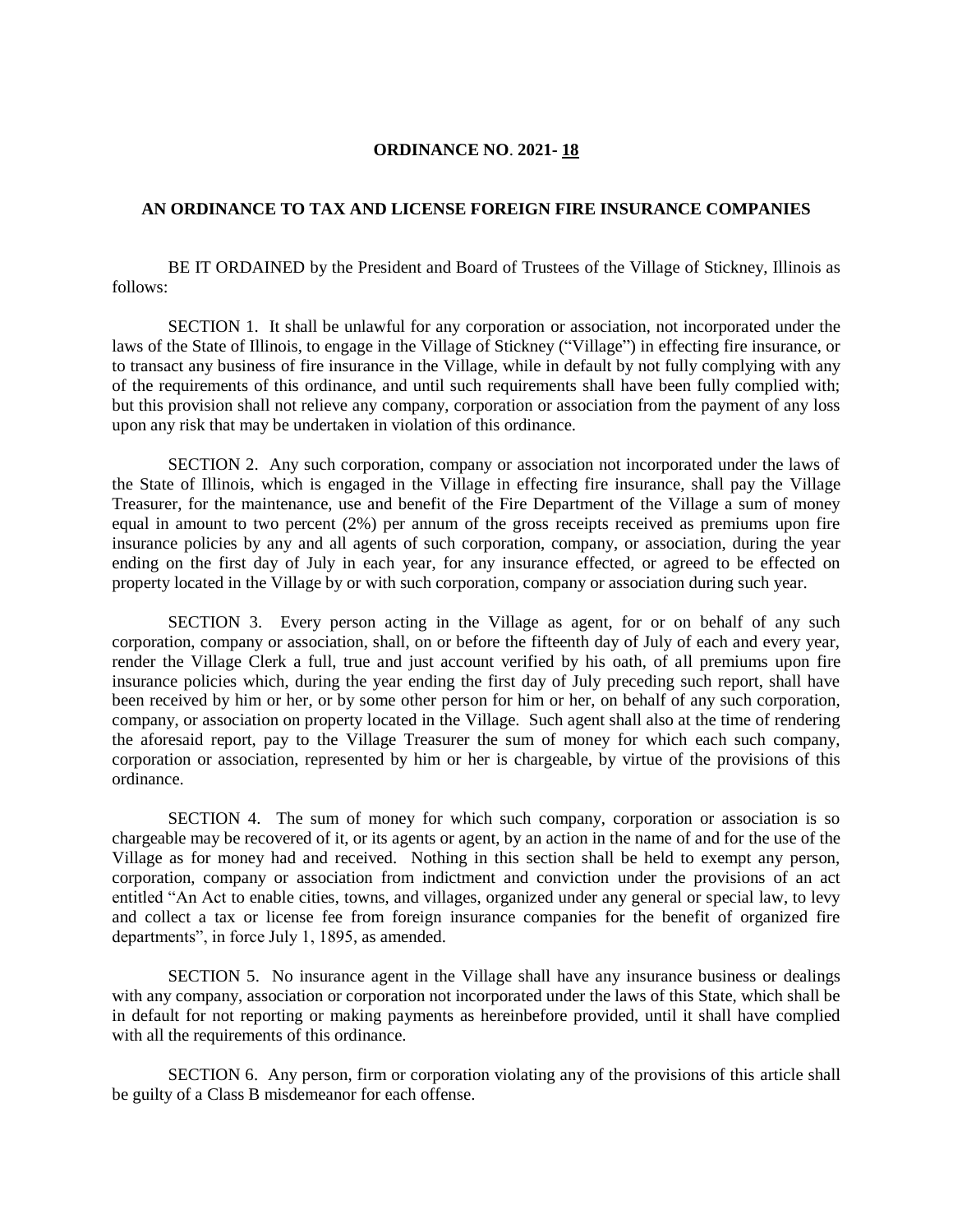**ORDINANCE NO. 2021- 18**

**AN ORDINANCE TO TAX AND LICENSE FOREIGN FIRE INSURANCE COMPANIES**

BE IT ORDAINED by the President and Board of Trustees of the Village of Stickney, Illinois as follows:

SECTION 1. It shall be unlawful for any corporation or association, not incorporated under the laws of the State of Illinois, to engage in the Village of Stickney ("Village") in effecting fire insurance, or to transact any business of fire insurance in the Village, while in default by not fully complying with any of the requirements of this ordinance, and until such requirements shall have been fully complied with; but this provision shall not relieve any company, corporation or association from the payment of any loss upon any risk that may be undertaken in violation of this ordinance.

SECTION 2. Any such corporation, company or association not incorporated under the laws of the State of Illinois, which is engaged in the Village in effecting fire insurance, shall pay the Village Treasurer, for the maintenance, use and benefit of the Fire Department of the Village a sum of money equal in amount to two percent (2%) per annum of the gross receipts received as premiums upon fire insurance policies by any and all agents of such corporation, company, or association, during the year ending on the first day of July in each year, for any insurance effected, or agreed to be effected on property located in the Village by or with such corporation, company or association during such year.

SECTION 3. Every person acting in the Village as agent, for or on behalf of any such corporation, company or association, shall, on or before the fifteenth day of July of each and every year, render the Village Clerk a full, true and just account verified by his oath, of all premiums upon fire insurance policies which, during the year ending the first day of July preceding such report, shall have been received by him or her, or by some other person for him or her, on behalf of any such corporation, company, or association on property located in the Village. Such agent shall also at the time of rendering the aforesaid report, pay to the Village Treasurer the sum of money for which each such company, corporation or association, represented by him or her is chargeable, by virtue of the provisions of this ordinance.

SECTION 4. The sum of money for which such company, corporation or association is so chargeable may be recovered of it, or its agents or agent, by an action in the name of and for the use of the Village as for money had and received. Nothing in this section shall be held to exempt any person, corporation, company or association from indictment and conviction under the provisions of an act entitled "An Act to enable cities, towns, and villages, organized under any general or special law, to levy and collect a tax or license fee from foreign insurance companies for the benefit of organized fire departments", in force July 1, 1895, as amended.

SECTION 5. No insurance agent in the Village shall have any insurance business or dealings with any company, association or corporation not incorporated under the laws of this State, which shall be in default for not reporting or making payments as hereinbefore provided, until it shall have complied with all the requirements of this ordinance.

SECTION 6. Any person, firm or corporation violating any of the provisions of this article shall be guilty of a Class B misdemeanor for each offense.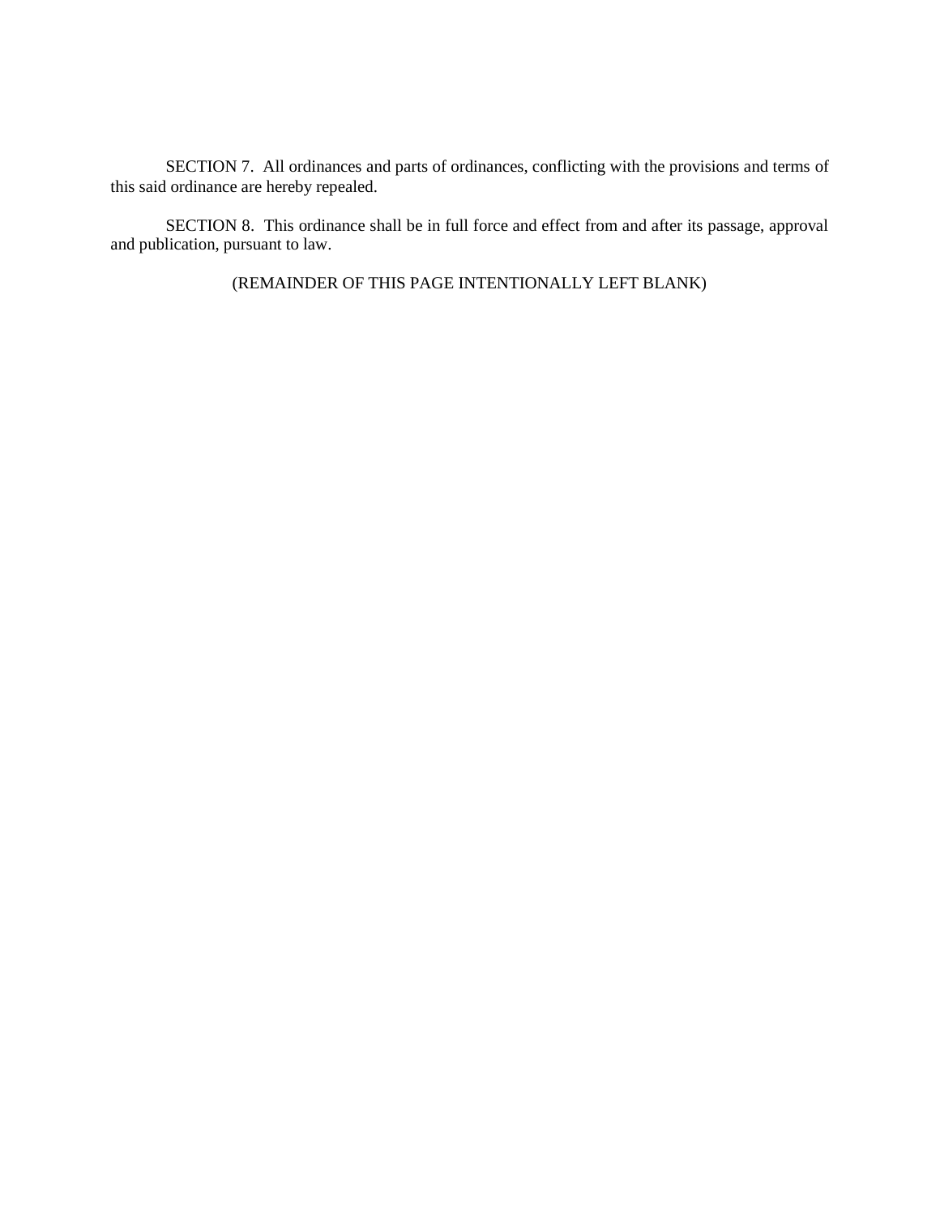SECTION 7. All ordinances and parts of ordinances, conflicting with the provisions and terms of this said ordinance are hereby repealed.

SECTION 8. This ordinance shall be in full force and effect from and after its passage, approval and publication, pursuant to law.

(REMAINDER OF THIS PAGE INTENTIONALLY LEFT BLANK)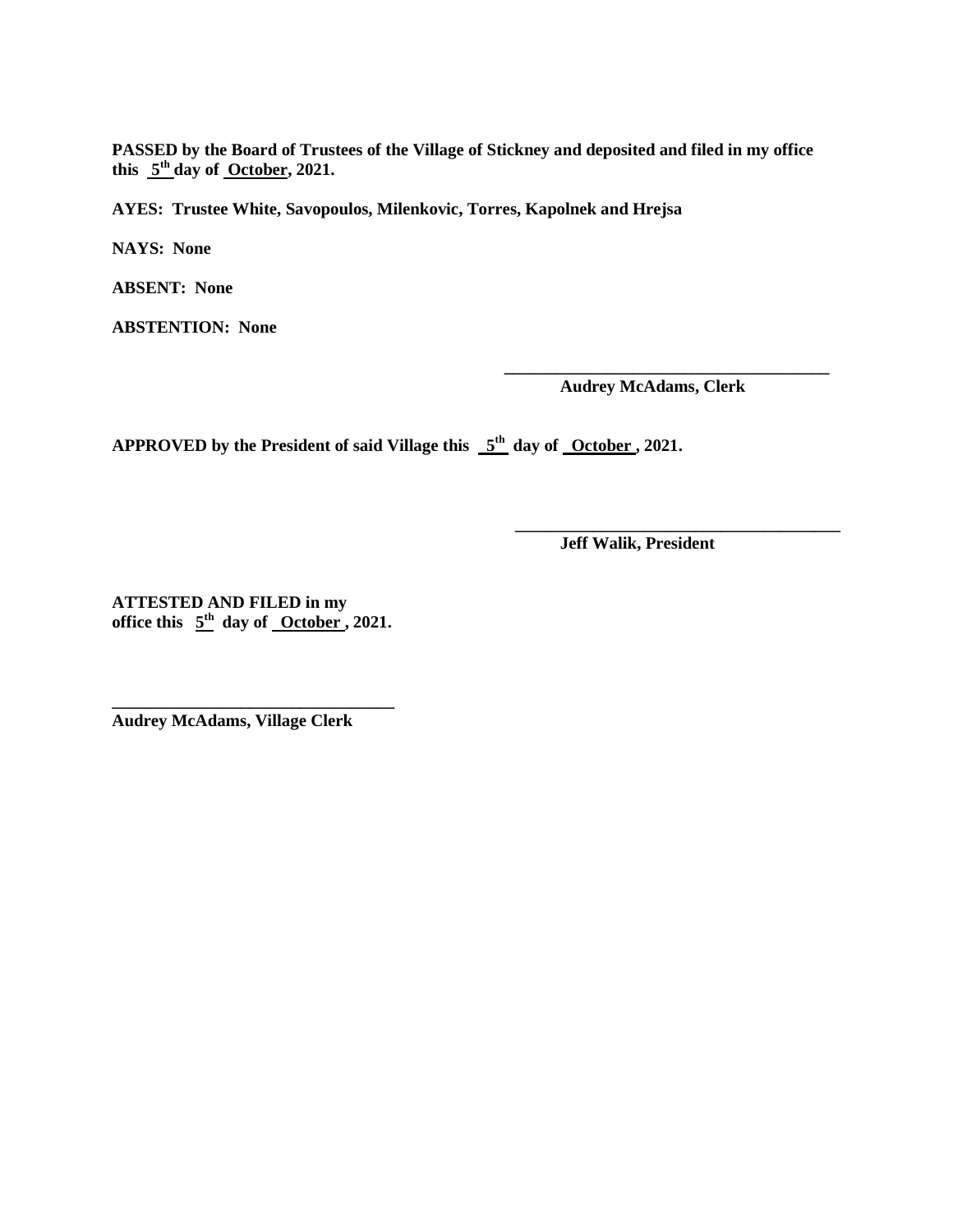**PASSED by the Board of Trustees of the Village of Stickney and deposited and filed in my office this 5th day of October, 2021.**

**AYES: Trustee White, Savopoulos, Milenkovic, Torres, Kapolnek and Hrejsa**

**NAYS: None**

**ABSENT: None**

**ABSTENTION: None**

**\_\_\_\_\_\_\_\_\_\_\_\_\_\_\_\_\_\_\_\_\_\_\_\_\_\_\_\_\_\_\_\_\_\_\_\_\_\_**
**Audrey McAdams, Clerk**

**APPROVED by the President of said Village this 5th day of October, 2021.**

**\_\_\_\_\_\_\_\_\_\_\_\_\_\_\_\_\_\_\_\_\_\_\_\_\_\_\_\_\_\_\_\_\_\_\_\_\_\_**
**Jeff Walik, President**

**ATTESTED AND FILED in my office this 5th day of October, 2021.**

**\_\_\_\_\_\_\_\_\_\_\_\_\_\_\_\_\_\_\_\_\_\_\_\_\_\_\_\_\_\_\_\_\_\_**
**Audrey McAdams, Village Clerk**